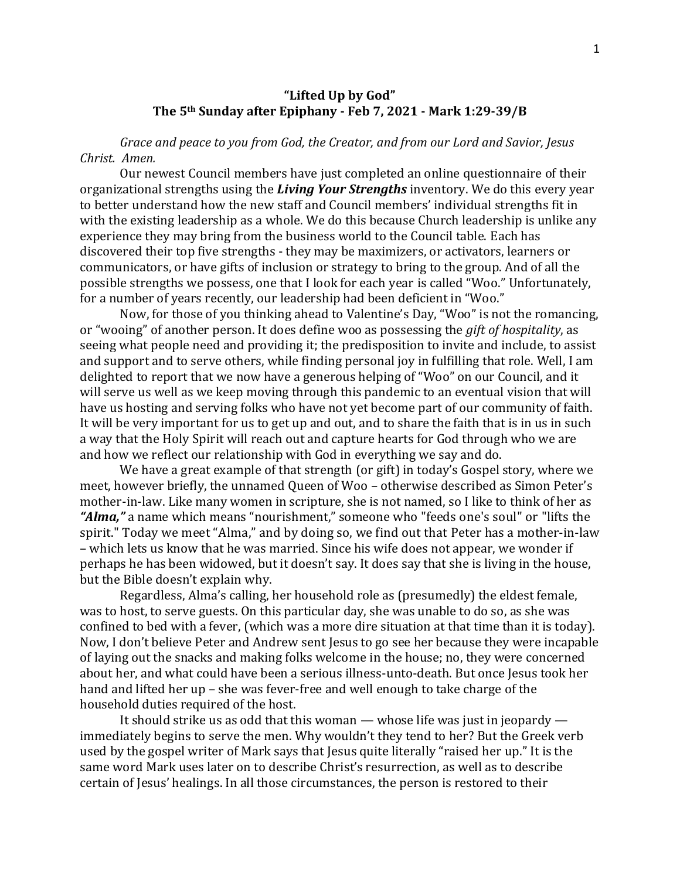# "Lifted Up by God"
## The 5th Sunday after Epiphany - Feb 7, 2021 - Mark 1:29-39/B

*Grace and peace to you from God, the Creator, and from our Lord and Savior, Jesus Christ. Amen.*

Our newest Council members have just completed an online questionnaire of their organizational strengths using the ***Living Your Strengths*** inventory. We do this every year to better understand how the new staff and Council members' individual strengths fit in with the existing leadership as a whole. We do this because Church leadership is unlike any experience they may bring from the business world to the Council table. Each has discovered their top five strengths - they may be maximizers, or activators, learners or communicators, or have gifts of inclusion or strategy to bring to the group. And of all the possible strengths we possess, one that I look for each year is called "Woo." Unfortunately, for a number of years recently, our leadership had been deficient in "Woo."

Now, for those of you thinking ahead to Valentine's Day, "Woo" is not the romancing, or "wooing" of another person. It does define woo as possessing the *gift of hospitality*, as seeing what people need and providing it; the predisposition to invite and include, to assist and support and to serve others, while finding personal joy in fulfilling that role. Well, I am delighted to report that we now have a generous helping of "Woo" on our Council, and it will serve us well as we keep moving through this pandemic to an eventual vision that will have us hosting and serving folks who have not yet become part of our community of faith. It will be very important for us to get up and out, and to share the faith that is in us in such a way that the Holy Spirit will reach out and capture hearts for God through who we are and how we reflect our relationship with God in everything we say and do.

We have a great example of that strength (or gift) in today's Gospel story, where we meet, however briefly, the unnamed Queen of Woo – otherwise described as Simon Peter's mother-in-law. Like many women in scripture, she is not named, so I like to think of her as ***"Alma,"*** a name which means "nourishment," someone who "feeds one's soul" or "lifts the spirit." Today we meet "Alma," and by doing so, we find out that Peter has a mother-in-law – which lets us know that he was married. Since his wife does not appear, we wonder if perhaps he has been widowed, but it doesn't say. It does say that she is living in the house, but the Bible doesn't explain why.

Regardless, Alma's calling, her household role as (presumedly) the eldest female, was to host, to serve guests. On this particular day, she was unable to do so, as she was confined to bed with a fever, (which was a more dire situation at that time than it is today). Now, I don't believe Peter and Andrew sent Jesus to go see her because they were incapable of laying out the snacks and making folks welcome in the house; no, they were concerned about her, and what could have been a serious illness-unto-death. But once Jesus took her hand and lifted her up – she was fever-free and well enough to take charge of the household duties required of the host.

It should strike us as odd that this woman — whose life was just in jeopardy — immediately begins to serve the men. Why wouldn't they tend to her? But the Greek verb used by the gospel writer of Mark says that Jesus quite literally "raised her up." It is the same word Mark uses later on to describe Christ's resurrection, as well as to describe certain of Jesus' healings. In all those circumstances, the person is restored to their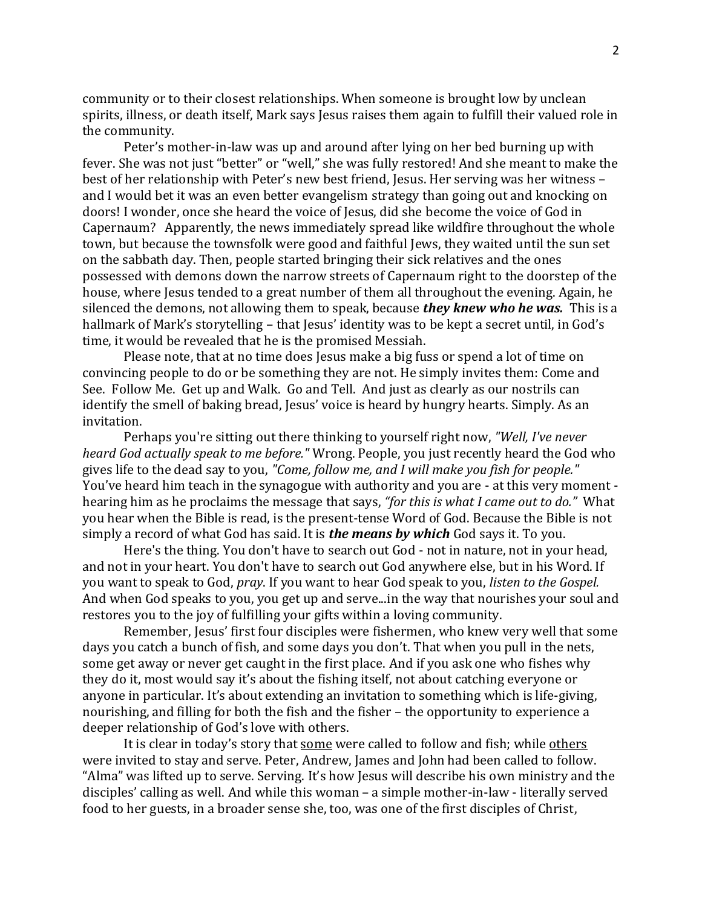community or to their closest relationships. When someone is brought low by unclean spirits, illness, or death itself, Mark says Jesus raises them again to fulfill their valued role in the community.

Peter's mother-in-law was up and around after lying on her bed burning up with fever. She was not just "better" or "well," she was fully restored! And she meant to make the best of her relationship with Peter's new best friend, Jesus. Her serving was her witness – and I would bet it was an even better evangelism strategy than going out and knocking on doors! I wonder, once she heard the voice of Jesus, did she become the voice of God in Capernaum? Apparently, the news immediately spread like wildfire throughout the whole town, but because the townsfolk were good and faithful Jews, they waited until the sun set on the sabbath day. Then, people started bringing their sick relatives and the ones possessed with demons down the narrow streets of Capernaum right to the doorstep of the house, where Jesus tended to a great number of them all throughout the evening. Again, he silenced the demons, not allowing them to speak, because ***they knew who he was.*** This is a hallmark of Mark's storytelling – that Jesus' identity was to be kept a secret until, in God's time, it would be revealed that he is the promised Messiah.

Please note, that at no time does Jesus make a big fuss or spend a lot of time on convincing people to do or be something they are not. He simply invites them: Come and See. Follow Me. Get up and Walk. Go and Tell. And just as clearly as our nostrils can identify the smell of baking bread, Jesus' voice is heard by hungry hearts. Simply. As an invitation.

Perhaps you're sitting out there thinking to yourself right now, *"Well, I've never heard God actually speak to me before."* Wrong. People, you just recently heard the God who gives life to the dead say to you, *"Come, follow me, and I will make you fish for people."* You've heard him teach in the synagogue with authority and you are - at this very moment - hearing him as he proclaims the message that says, *"for this is what I came out to do."* What you hear when the Bible is read, is the present-tense Word of God. Because the Bible is not simply a record of what God has said. It is ***the means by which*** God says it. To you.

Here's the thing. You don't have to search out God - not in nature, not in your head, and not in your heart. You don't have to search out God anywhere else, but in his Word. If you want to speak to God, *pray*. If you want to hear God speak to you, *listen to the Gospel.* And when God speaks to you, you get up and serve...in the way that nourishes your soul and restores you to the joy of fulfilling your gifts within a loving community.

Remember, Jesus' first four disciples were fishermen, who knew very well that some days you catch a bunch of fish, and some days you don't. That when you pull in the nets, some get away or never get caught in the first place. And if you ask one who fishes why they do it, most would say it's about the fishing itself, not about catching everyone or anyone in particular. It's about extending an invitation to something which is life-giving, nourishing, and filling for both the fish and the fisher – the opportunity to experience a deeper relationship of God's love with others.

It is clear in today's story that <u>some</u> were called to follow and fish; while <u>others</u> were invited to stay and serve. Peter, Andrew, James and John had been called to follow. "Alma" was lifted up to serve. Serving. It's how Jesus will describe his own ministry and the disciples' calling as well. And while this woman – a simple mother-in-law - literally served food to her guests, in a broader sense she, too, was one of the first disciples of Christ,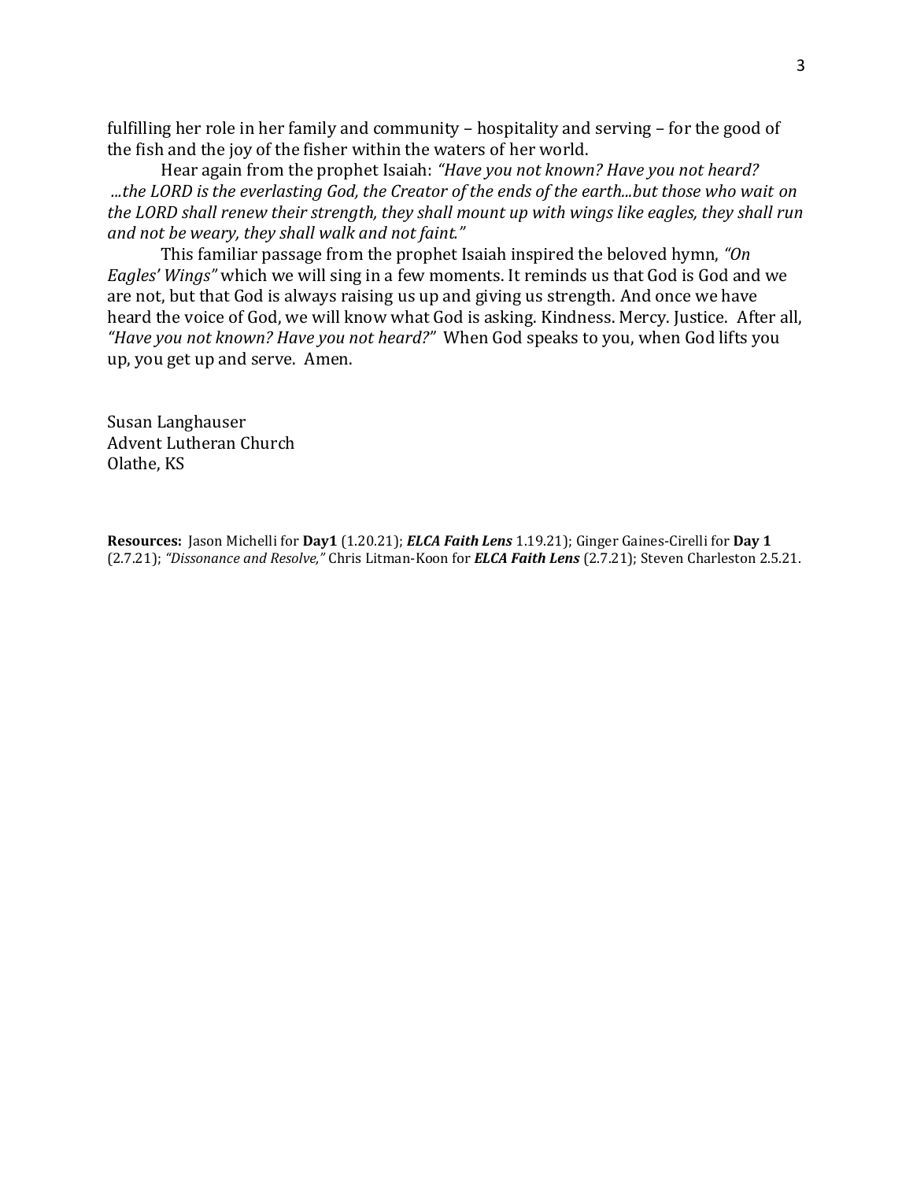fulfilling her role in her family and community – hospitality and serving – for the good of the fish and the joy of the fisher within the waters of her world.

Hear again from the prophet Isaiah: *"Have you not known? Have you not heard? ...the LORD is the everlasting God, the Creator of the ends of the earth...but those who wait on the LORD shall renew their strength, they shall mount up with wings like eagles, they shall run and not be weary, they shall walk and not faint."*

This familiar passage from the prophet Isaiah inspired the beloved hymn, *"On Eagles' Wings"* which we will sing in a few moments. It reminds us that God is God and we are not, but that God is always raising us up and giving us strength. And once we have heard the voice of God, we will know what God is asking. Kindness. Mercy. Justice. After all, *"Have you not known? Have you not heard?"* When God speaks to you, when God lifts you up, you get up and serve. Amen.

Susan Langhauser
Advent Lutheran Church
Olathe, KS

**Resources:** Jason Michelli for **Day1** (1.20.21); ***ELCA Faith Lens*** 1.19.21); Ginger Gaines-Cirelli for **Day 1** (2.7.21); *"Dissonance and Resolve,"* Chris Litman-Koon for ***ELCA Faith Lens*** (2.7.21); Steven Charleston 2.5.21.